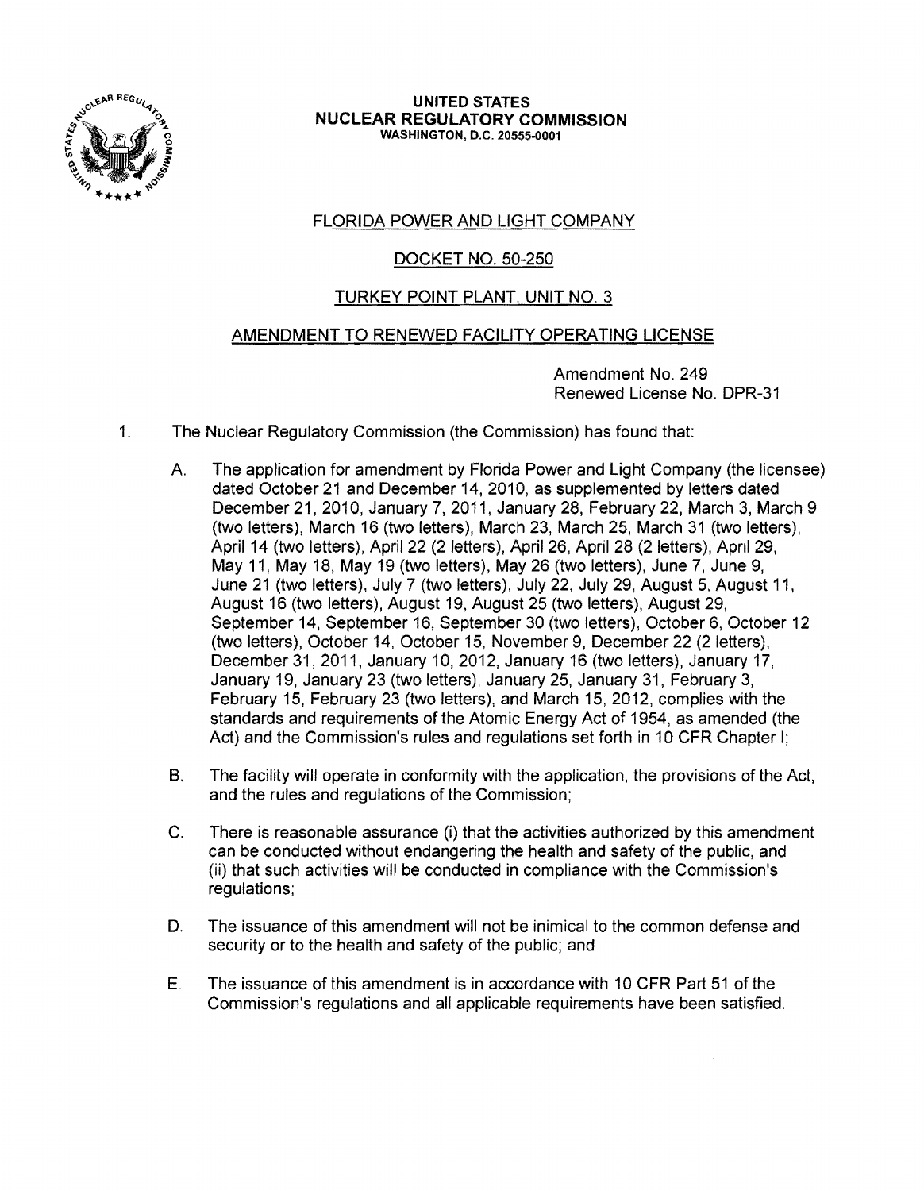**UNITED STATES**
**NUCLEAR REGULATORY COMMISSION**
**WASHINGTON, D.C. 20555-0001**

FLORIDA POWER AND LIGHT COMPANY

DOCKET NO. 50-250

TURKEY POINT PLANT, UNIT NO. 3

AMENDMENT TO RENEWED FACILITY OPERATING LICENSE

Amendment No. 249
Renewed License No. DPR-31

1. The Nuclear Regulatory Commission (the Commission) has found that:

   A. The application for amendment by Florida Power and Light Company (the licensee) dated October 21 and December 14, 2010, as supplemented by letters dated December 21, 2010, January 7, 2011, January 28, February 22, March 3, March 9 (two letters), March 16 (two letters), March 23, March 25, March 31 (two letters), April 14 (two letters), April 22 (2 letters), April 26, April 28 (2 letters), April 29, May 11, May 18, May 19 (two letters), May 26 (two letters), June 7, June 9, June 21 (two letters), July 7 (two letters), July 22, July 29, August 5, August 11, August 16 (two letters), August 19, August 25 (two letters), August 29, September 14, September 16, September 30 (two letters), October 6, October 12 (two letters), October 14, October 15, November 9, December 22 (2 letters), December 31, 2011, January 10, 2012, January 16 (two letters), January 17, January 19, January 23 (two letters), January 25, January 31, February 3, February 15, February 23 (two letters), and March 15, 2012, complies with the standards and requirements of the Atomic Energy Act of 1954, as amended (the Act) and the Commission's rules and regulations set forth in 10 CFR Chapter I;

   B. The facility will operate in conformity with the application, the provisions of the Act, and the rules and regulations of the Commission;

   C. There is reasonable assurance (i) that the activities authorized by this amendment can be conducted without endangering the health and safety of the public, and (ii) that such activities will be conducted in compliance with the Commission's regulations;

   D. The issuance of this amendment will not be inimical to the common defense and security or to the health and safety of the public; and

   E. The issuance of this amendment is in accordance with 10 CFR Part 51 of the Commission's regulations and all applicable requirements have been satisfied.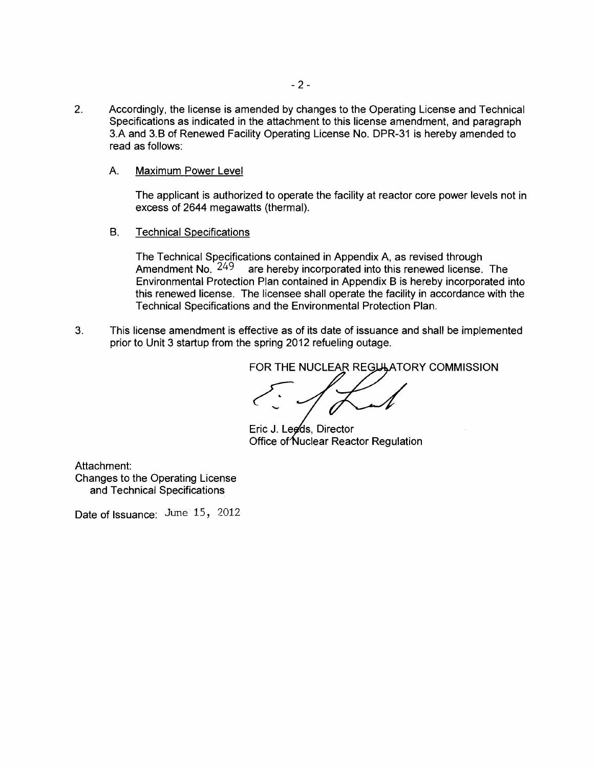2. Accordingly, the license is amended by changes to the Operating License and Technical Specifications as indicated in the attachment to this license amendment, and paragraph 3.A and 3.B of Renewed Facility Operating License No. DPR-31 is hereby amended to read as follows:

   A. Maximum Power Level

      The applicant is authorized to operate the facility at reactor core power levels not in excess of 2644 megawatts (thermal).

   B. Technical Specifications

      The Technical Specifications contained in Appendix A, as revised through Amendment No. 249 are hereby incorporated into this renewed license. The Environmental Protection Plan contained in Appendix B is hereby incorporated into this renewed license. The licensee shall operate the facility in accordance with the Technical Specifications and the Environmental Protection Plan.

3. This license amendment is effective as of its date of issuance and shall be implemented prior to Unit 3 startup from the spring 2012 refueling outage.

FOR THE NUCLEAR REGULATORY COMMISSION

Eric J. Leeds, Director
Office of Nuclear Reactor Regulation

Attachment:
Changes to the Operating License and Technical Specifications

Date of Issuance: June 15, 2012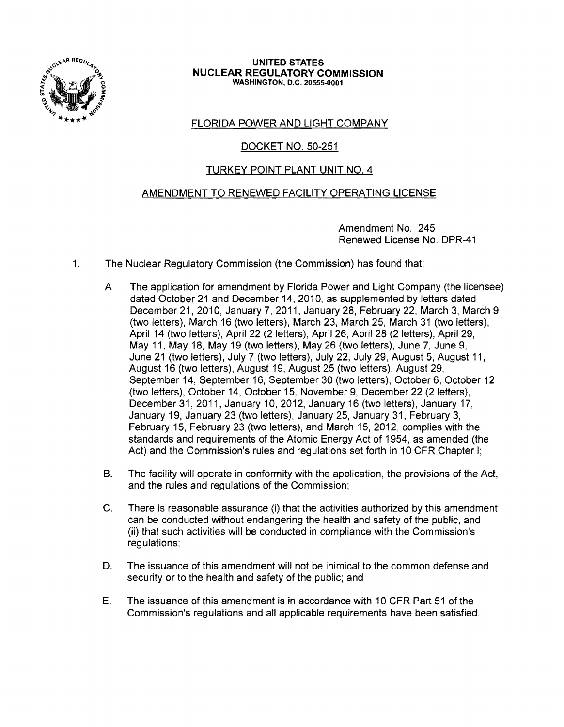**UNITED STATES**
**NUCLEAR REGULATORY COMMISSION**
**WASHINGTON, D.C. 20555-0001**

FLORIDA POWER AND LIGHT COMPANY

DOCKET NO. 50-251

TURKEY POINT PLANT UNIT NO. 4

AMENDMENT TO RENEWED FACILITY OPERATING LICENSE

Amendment No. 245
Renewed License No. DPR-41

1. The Nuclear Regulatory Commission (the Commission) has found that:

   A. The application for amendment by Florida Power and Light Company (the licensee) dated October 21 and December 14, 2010, as supplemented by letters dated December 21, 2010, January 7, 2011, January 28, February 22, March 3, March 9 (two letters), March 16 (two letters), March 23, March 25, March 31 (two letters), April 14 (two letters), April 22 (2 letters), April 26, April 28 (2 letters), April 29, May 11, May 18, May 19 (two letters), May 26 (two letters), June 7, June 9, June 21 (two letters), July 7 (two letters), July 22, July 29, August 5, August 11, August 16 (two letters), August 19, August 25 (two letters), August 29, September 14, September 16, September 30 (two letters), October 6, October 12 (two letters), October 14, October 15, November 9, December 22 (2 letters), December 31, 2011, January 10, 2012, January 16 (two letters), January 17, January 19, January 23 (two letters), January 25, January 31, February 3, February 15, February 23 (two letters), and March 15, 2012, complies with the standards and requirements of the Atomic Energy Act of 1954, as amended (the Act) and the Commission's rules and regulations set forth in 10 CFR Chapter I;

   B. The facility will operate in conformity with the application, the provisions of the Act, and the rules and regulations of the Commission;

   C. There is reasonable assurance (i) that the activities authorized by this amendment can be conducted without endangering the health and safety of the public, and (ii) that such activities will be conducted in compliance with the Commission's regulations;

   D. The issuance of this amendment will not be inimical to the common defense and security or to the health and safety of the public; and

   E. The issuance of this amendment is in accordance with 10 CFR Part 51 of the Commission's regulations and all applicable requirements have been satisfied.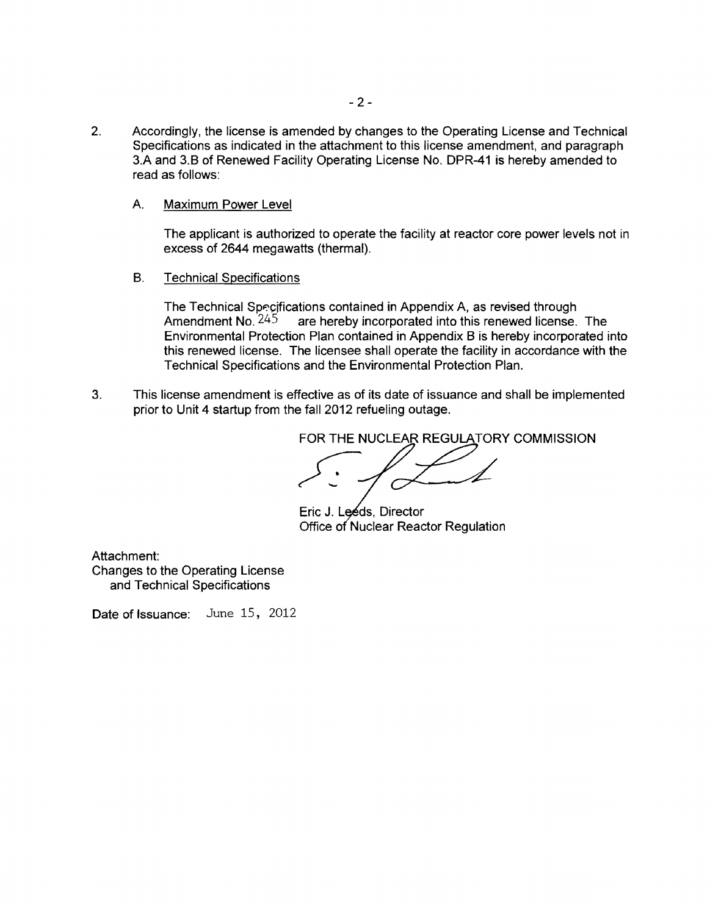2. Accordingly, the license is amended by changes to the Operating License and Technical Specifications as indicated in the attachment to this license amendment, and paragraph 3.A and 3.B of Renewed Facility Operating License No. DPR-41 is hereby amended to read as follows:

   A. Maximum Power Level

      The applicant is authorized to operate the facility at reactor core power levels not in excess of 2644 megawatts (thermal).

   B. Technical Specifications

      The Technical Specifications contained in Appendix A, as revised through Amendment No. 245 are hereby incorporated into this renewed license. The Environmental Protection Plan contained in Appendix B is hereby incorporated into this renewed license. The licensee shall operate the facility in accordance with the Technical Specifications and the Environmental Protection Plan.

3. This license amendment is effective as of its date of issuance and shall be implemented prior to Unit 4 startup from the fall 2012 refueling outage.

FOR THE NUCLEAR REGULATORY COMMISSION

Eric J. Leeds, Director
Office of Nuclear Reactor Regulation

Attachment:
Changes to the Operating License
and Technical Specifications

Date of Issuance: June 15, 2012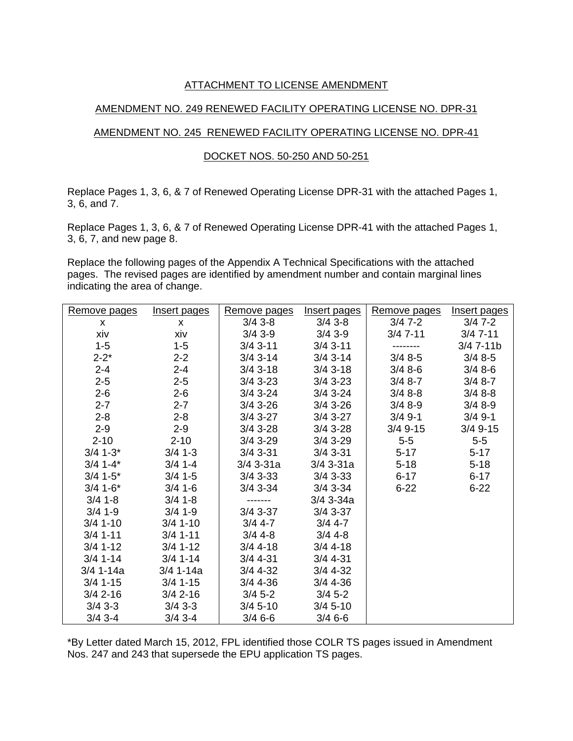ATTACHMENT TO LICENSE AMENDMENT

AMENDMENT NO. 249 RENEWED FACILITY OPERATING LICENSE NO. DPR-31

AMENDMENT NO. 245 RENEWED FACILITY OPERATING LICENSE NO. DPR-41

DOCKET NOS. 50-250 AND 50-251

Replace Pages 1, 3, 6, & 7 of Renewed Operating License DPR-31 with the attached Pages 1, 3, 6, and 7.

Replace Pages 1, 3, 6, & 7 of Renewed Operating License DPR-41 with the attached Pages 1, 3, 6, 7, and new page 8.

Replace the following pages of the Appendix A Technical Specifications with the attached pages. The revised pages are identified by amendment number and contain marginal lines indicating the area of change.

| Remove pages | Insert pages | Remove pages | Insert pages | Remove pages | Insert pages |
|---|---|---|---|---|---|
| x | x | 3/4 3-8 | 3/4 3-8 | 3/4 7-2 | 3/4 7-2 |
| xiv | xiv | 3/4 3-9 | 3/4 3-9 | 3/4 7-11 | 3/4 7-11 |
| 1-5 | 1-5 | 3/4 3-11 | 3/4 3-11 | -------- | 3/4 7-11b |
| 2-2* | 2-2 | 3/4 3-14 | 3/4 3-14 | 3/4 8-5 | 3/4 8-5 |
| 2-4 | 2-4 | 3/4 3-18 | 3/4 3-18 | 3/4 8-6 | 3/4 8-6 |
| 2-5 | 2-5 | 3/4 3-23 | 3/4 3-23 | 3/4 8-7 | 3/4 8-7 |
| 2-6 | 2-6 | 3/4 3-24 | 3/4 3-24 | 3/4 8-8 | 3/4 8-8 |
| 2-7 | 2-7 | 3/4 3-26 | 3/4 3-26 | 3/4 8-9 | 3/4 8-9 |
| 2-8 | 2-8 | 3/4 3-27 | 3/4 3-27 | 3/4 9-1 | 3/4 9-1 |
| 2-9 | 2-9 | 3/4 3-28 | 3/4 3-28 | 3/4 9-15 | 3/4 9-15 |
| 2-10 | 2-10 | 3/4 3-29 | 3/4 3-29 | 5-5 | 5-5 |
| 3/4 1-3* | 3/4 1-3 | 3/4 3-31 | 3/4 3-31 | 5-17 | 5-17 |
| 3/4 1-4* | 3/4 1-4 | 3/4 3-31a | 3/4 3-31a | 5-18 | 5-18 |
| 3/4 1-5* | 3/4 1-5 | 3/4 3-33 | 3/4 3-33 | 6-17 | 6-17 |
| 3/4 1-6* | 3/4 1-6 | 3/4 3-34 | 3/4 3-34 | 6-22 | 6-22 |
| 3/4 1-8 | 3/4 1-8 | ------- | 3/4 3-34a | | |
| 3/4 1-9 | 3/4 1-9 | 3/4 3-37 | 3/4 3-37 | | |
| 3/4 1-10 | 3/4 1-10 | 3/4 4-7 | 3/4 4-7 | | |
| 3/4 1-11 | 3/4 1-11 | 3/4 4-8 | 3/4 4-8 | | |
| 3/4 1-12 | 3/4 1-12 | 3/4 4-18 | 3/4 4-18 | | |
| 3/4 1-14 | 3/4 1-14 | 3/4 4-31 | 3/4 4-31 | | |
| 3/4 1-14a | 3/4 1-14a | 3/4 4-32 | 3/4 4-32 | | |
| 3/4 1-15 | 3/4 1-15 | 3/4 4-36 | 3/4 4-36 | | |
| 3/4 2-16 | 3/4 2-16 | 3/4 5-2 | 3/4 5-2 | | |
| 3/4 3-3 | 3/4 3-3 | 3/4 5-10 | 3/4 5-10 | | |
| 3/4 3-4 | 3/4 3-4 | 3/4 6-6 | 3/4 6-6 | | |

*By Letter dated March 15, 2012, FPL identified those COLR TS pages issued in Amendment Nos. 247 and 243 that supersede the EPU application TS pages.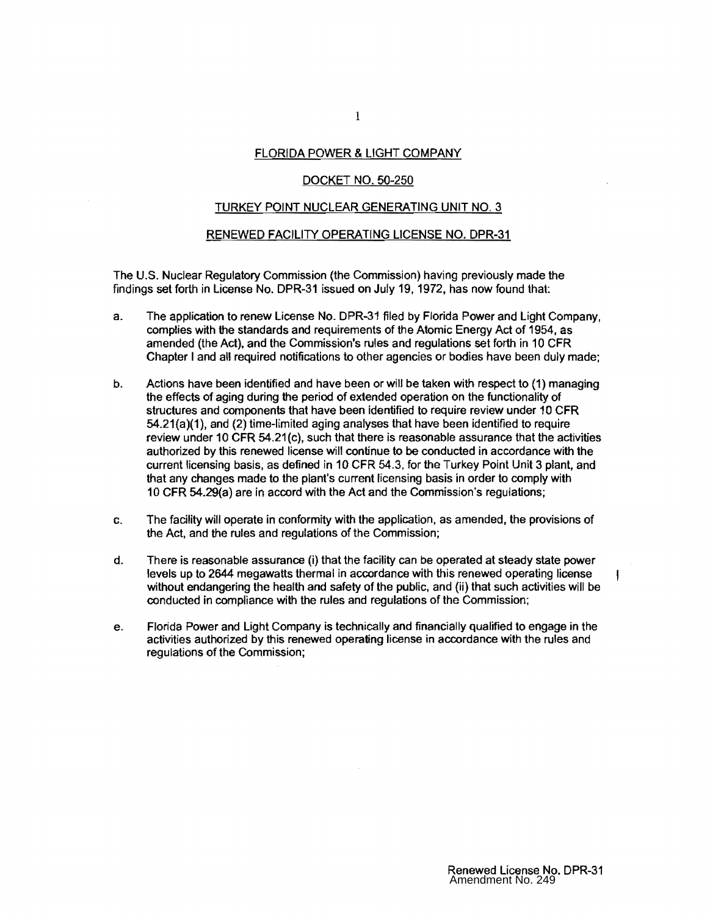FLORIDA POWER & LIGHT COMPANY

DOCKET NO. 50-250

TURKEY POINT NUCLEAR GENERATING UNIT NO. 3

RENEWED FACILITY OPERATING LICENSE NO. DPR-31

The U.S. Nuclear Regulatory Commission (the Commission) having previously made the findings set forth in License No. DPR-31 issued on July 19, 1972, has now found that:

a. The application to renew License No. DPR-31 filed by Florida Power and Light Company, complies with the standards and requirements of the Atomic Energy Act of 1954, as amended (the Act), and the Commission's rules and regulations set forth in 10 CFR Chapter I and all required notifications to other agencies or bodies have been duly made;

b. Actions have been identified and have been or will be taken with respect to (1) managing the effects of aging during the period of extended operation on the functionality of structures and components that have been identified to require review under 10 CFR 54.21(a)(1), and (2) time-limited aging analyses that have been identified to require review under 10 CFR 54.21(c), such that there is reasonable assurance that the activities authorized by this renewed license will continue to be conducted in accordance with the current licensing basis, as defined in 10 CFR 54.3, for the Turkey Point Unit 3 plant, and that any changes made to the plant's current licensing basis in order to comply with 10 CFR 54.29(a) are in accord with the Act and the Commission's regulations;

c. The facility will operate in conformity with the application, as amended, the provisions of the Act, and the rules and regulations of the Commission;

d. There is reasonable assurance (i) that the facility can be operated at steady state power levels up to 2644 megawatts thermal in accordance with this renewed operating license without endangering the health and safety of the public, and (ii) that such activities will be conducted in compliance with the rules and regulations of the Commission;

e. Florida Power and Light Company is technically and financially qualified to engage in the activities authorized by this renewed operating license in accordance with the rules and regulations of the Commission;

Renewed License No. DPR-31
Amendment No. 249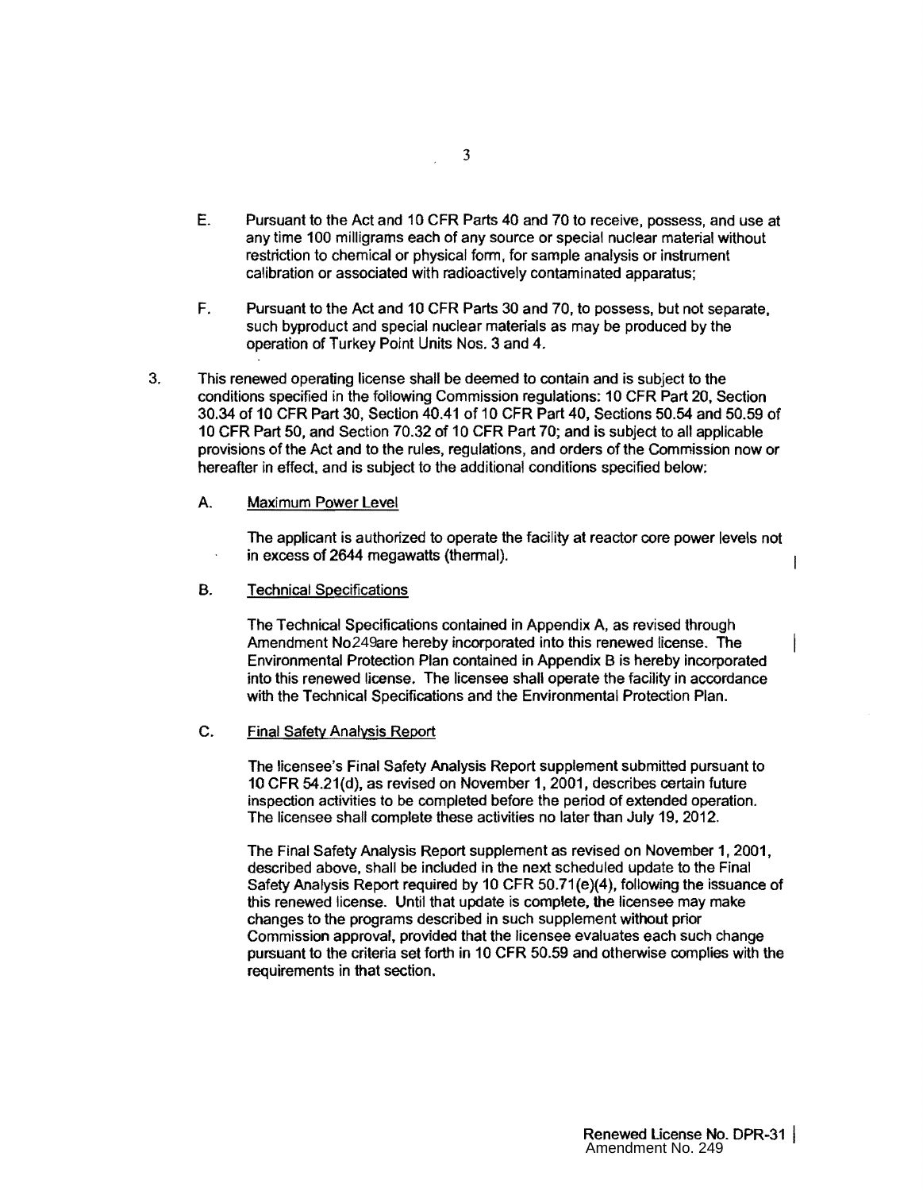E. Pursuant to the Act and 10 CFR Parts 40 and 70 to receive, possess, and use at any time 100 milligrams each of any source or special nuclear material without restriction to chemical or physical form, for sample analysis or instrument calibration or associated with radioactively contaminated apparatus;

F. Pursuant to the Act and 10 CFR Parts 30 and 70, to possess, but not separate, such byproduct and special nuclear materials as may be produced by the operation of Turkey Point Units Nos. 3 and 4.

3. This renewed operating license shall be deemed to contain and is subject to the conditions specified in the following Commission regulations: 10 CFR Part 20, Section 30.34 of 10 CFR Part 30, Section 40.41 of 10 CFR Part 40, Sections 50.54 and 50.59 of 10 CFR Part 50, and Section 70.32 of 10 CFR Part 70; and is subject to all applicable provisions of the Act and to the rules, regulations, and orders of the Commission now or hereafter in effect, and is subject to the additional conditions specified below:

   A. Maximum Power Level

      The applicant is authorized to operate the facility at reactor core power levels not in excess of 2644 megawatts (thermal).

   B. Technical Specifications

      The Technical Specifications contained in Appendix A, as revised through Amendment No249are hereby incorporated into this renewed license. The Environmental Protection Plan contained in Appendix B is hereby incorporated into this renewed license. The licensee shall operate the facility in accordance with the Technical Specifications and the Environmental Protection Plan.

   C. Final Safety Analysis Report

      The licensee's Final Safety Analysis Report supplement submitted pursuant to 10 CFR 54.21(d), as revised on November 1, 2001, describes certain future inspection activities to be completed before the period of extended operation. The licensee shall complete these activities no later than July 19, 2012.

      The Final Safety Analysis Report supplement as revised on November 1, 2001, described above, shall be included in the next scheduled update to the Final Safety Analysis Report required by 10 CFR 50.71(e)(4), following the issuance of this renewed license. Until that update is complete, the licensee may make changes to the programs described in such supplement without prior Commission approval, provided that the licensee evaluates each such change pursuant to the criteria set forth in 10 CFR 50.59 and otherwise complies with the requirements in that section.

Renewed License No. DPR-31
Amendment No. 249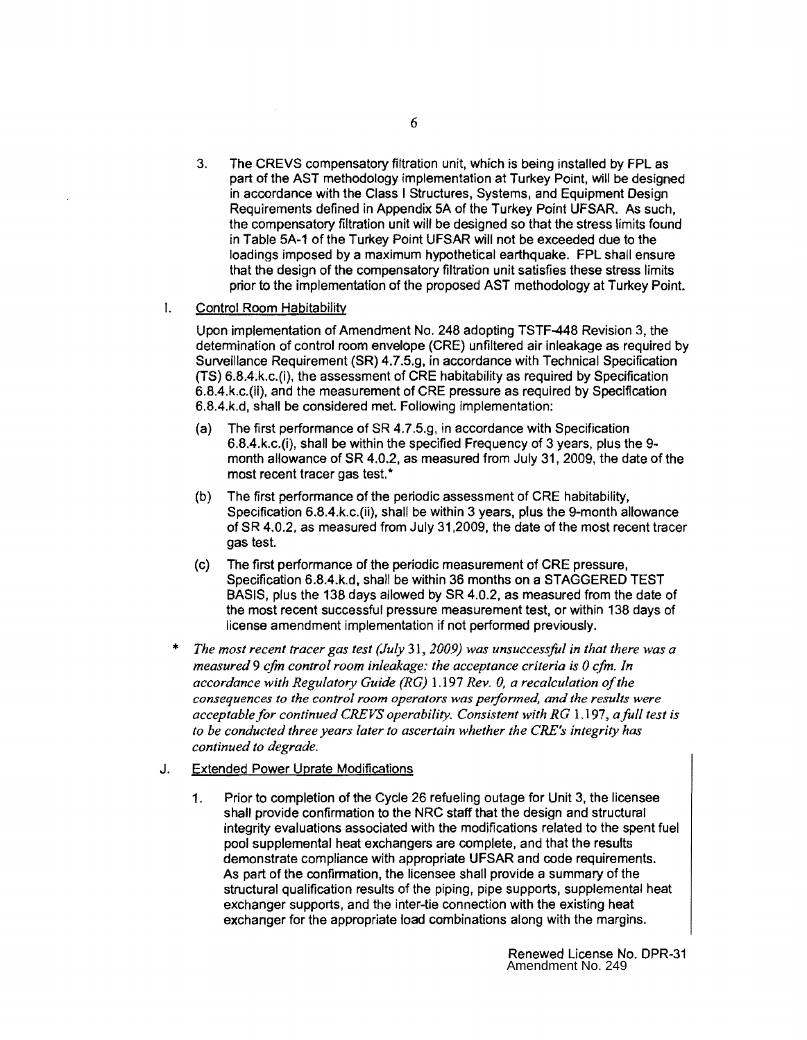3. The CREVS compensatory filtration unit, which is being installed by FPL as part of the AST methodology implementation at Turkey Point, will be designed in accordance with the Class I Structures, Systems, and Equipment Design Requirements defined in Appendix 5A of the Turkey Point UFSAR. As such, the compensatory filtration unit will be designed so that the stress limits found in Table 5A-1 of the Turkey Point UFSAR will not be exceeded due to the loadings imposed by a maximum hypothetical earthquake. FPL shall ensure that the design of the compensatory filtration unit satisfies these stress limits prior to the implementation of the proposed AST methodology at Turkey Point.

I. Control Room Habitability

Upon implementation of Amendment No. 248 adopting TSTF-448 Revision 3, the determination of control room envelope (CRE) unfiltered air inleakage as required by Surveillance Requirement (SR) 4.7.5.g, in accordance with Technical Specification (TS) 6.8.4.k.c.(i), the assessment of CRE habitability as required by Specification 6.8.4.k.c.(ii), and the measurement of CRE pressure as required by Specification 6.8.4.k.d, shall be considered met. Following implementation:

(a) The first performance of SR 4.7.5.g, in accordance with Specification 6.8.4.k.c.(i), shall be within the specified Frequency of 3 years, plus the 9-month allowance of SR 4.0.2, as measured from July 31, 2009, the date of the most recent tracer gas test.*

(b) The first performance of the periodic assessment of CRE habitability, Specification 6.8.4.k.c.(ii), shall be within 3 years, plus the 9-month allowance of SR 4.0.2, as measured from July 31,2009, the date of the most recent tracer gas test.

(c) The first performance of the periodic measurement of CRE pressure, Specification 6.8.4.k.d, shall be within 36 months on a STAGGERED TEST BASIS, plus the 138 days allowed by SR 4.0.2, as measured from the date of the most recent successful pressure measurement test, or within 138 days of license amendment implementation if not performed previously.

\* *The most recent tracer gas test (July 31, 2009) was unsuccessful in that there was a measured 9 cfm control room inleakage: the acceptance criteria is 0 cfm. In accordance with Regulatory Guide (RG) 1.197 Rev. 0, a recalculation of the consequences to the control room operators was performed, and the results were acceptable for continued CREVS operability. Consistent with RG 1.197, a full test is to be conducted three years later to ascertain whether the CRE's integrity has continued to degrade.*

J. Extended Power Uprate Modifications

1. Prior to completion of the Cycle 26 refueling outage for Unit 3, the licensee shall provide confirmation to the NRC staff that the design and structural integrity evaluations associated with the modifications related to the spent fuel pool supplemental heat exchangers are complete, and that the results demonstrate compliance with appropriate UFSAR and code requirements. As part of the confirmation, the licensee shall provide a summary of the structural qualification results of the piping, pipe supports, supplemental heat exchanger supports, and the inter-tie connection with the existing heat exchanger for the appropriate load combinations along with the margins.

Renewed License No. DPR-31
Amendment No. 249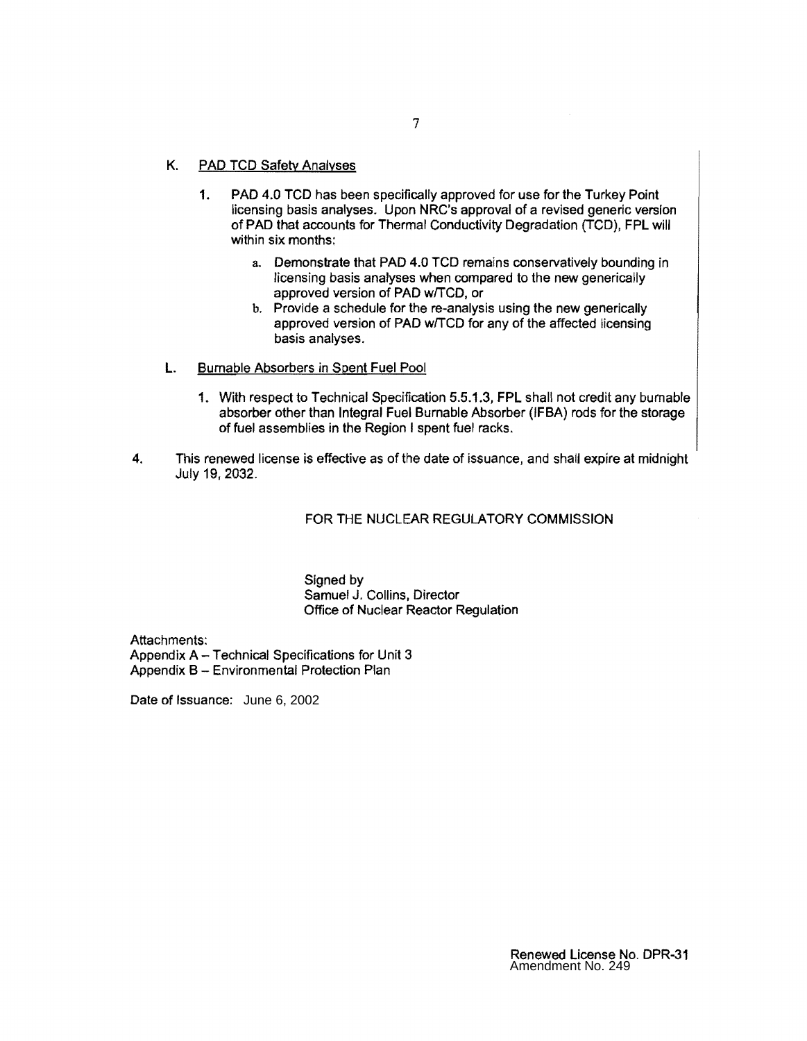K. PAD TCD Safety Analyses

1. PAD 4.0 TCD has been specifically approved for use for the Turkey Point licensing basis analyses. Upon NRC's approval of a revised generic version of PAD that accounts for Thermal Conductivity Degradation (TCD), FPL will within six months:

   a. Demonstrate that PAD 4.0 TCD remains conservatively bounding in licensing basis analyses when compared to the new generically approved version of PAD w/TCD, or

   b. Provide a schedule for the re-analysis using the new generically approved version of PAD w/TCD for any of the affected licensing basis analyses.

L. Burnable Absorbers in Spent Fuel Pool

1. With respect to Technical Specification 5.5.1.3, FPL shall not credit any burnable absorber other than Integral Fuel Burnable Absorber (IFBA) rods for the storage of fuel assemblies in the Region I spent fuel racks.

4. This renewed license is effective as of the date of issuance, and shall expire at midnight July 19, 2032.

FOR THE NUCLEAR REGULATORY COMMISSION

Signed by
Samuel J. Collins, Director
Office of Nuclear Reactor Regulation

Attachments:
Appendix A – Technical Specifications for Unit 3
Appendix B – Environmental Protection Plan

Date of Issuance: June 6, 2002

Renewed License No. DPR-31
Amendment No. 249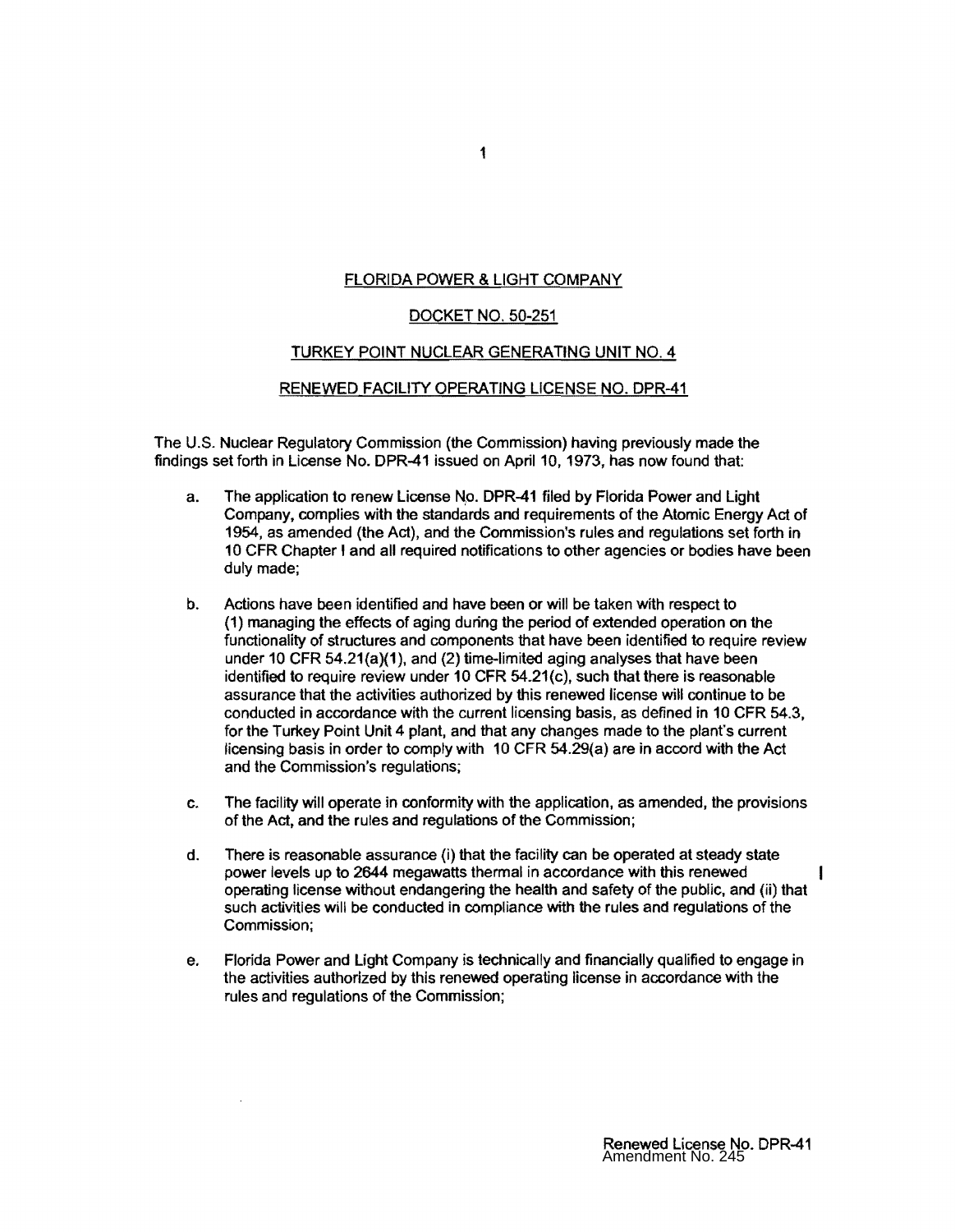FLORIDA POWER & LIGHT COMPANY

DOCKET NO. 50-251

TURKEY POINT NUCLEAR GENERATING UNIT NO. 4

RENEWED FACILITY OPERATING LICENSE NO. DPR-41

The U.S. Nuclear Regulatory Commission (the Commission) having previously made the findings set forth in License No. DPR-41 issued on April 10, 1973, has now found that:

a. The application to renew License No. DPR-41 filed by Florida Power and Light Company, complies with the standards and requirements of the Atomic Energy Act of 1954, as amended (the Act), and the Commission's rules and regulations set forth in 10 CFR Chapter I and all required notifications to other agencies or bodies have been duly made;

b. Actions have been identified and have been or will be taken with respect to (1) managing the effects of aging during the period of extended operation on the functionality of structures and components that have been identified to require review under 10 CFR 54.21(a)(1), and (2) time-limited aging analyses that have been identified to require review under 10 CFR 54.21(c), such that there is reasonable assurance that the activities authorized by this renewed license will continue to be conducted in accordance with the current licensing basis, as defined in 10 CFR 54.3, for the Turkey Point Unit 4 plant, and that any changes made to the plant's current licensing basis in order to comply with 10 CFR 54.29(a) are in accord with the Act and the Commission's regulations;

c. The facility will operate in conformity with the application, as amended, the provisions of the Act, and the rules and regulations of the Commission;

d. There is reasonable assurance (i) that the facility can be operated at steady state power levels up to 2644 megawatts thermal in accordance with this renewed operating license without endangering the health and safety of the public, and (ii) that such activities will be conducted in compliance with the rules and regulations of the Commission;

e. Florida Power and Light Company is technically and financially qualified to engage in the activities authorized by this renewed operating license in accordance with the rules and regulations of the Commission;

Renewed License No. DPR-41
Amendment No. 245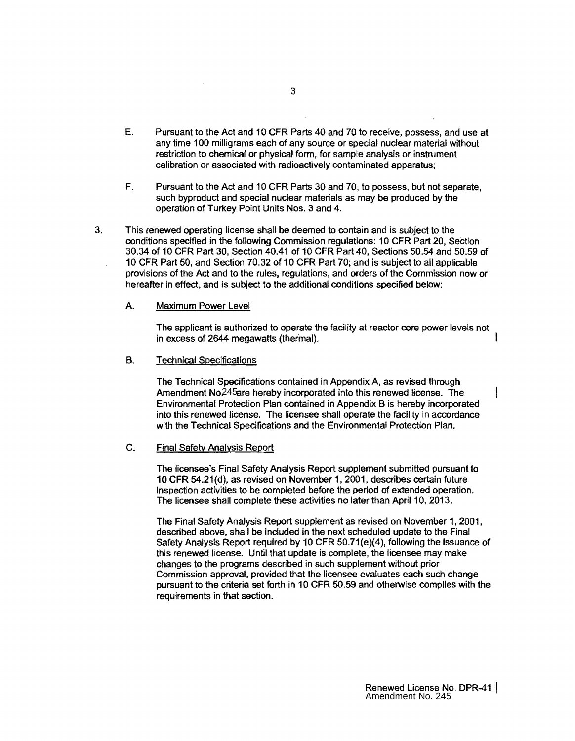E. Pursuant to the Act and 10 CFR Parts 40 and 70 to receive, possess, and use at any time 100 milligrams each of any source or special nuclear material without restriction to chemical or physical form, for sample analysis or instrument calibration or associated with radioactively contaminated apparatus;

F. Pursuant to the Act and 10 CFR Parts 30 and 70, to possess, but not separate, such byproduct and special nuclear materials as may be produced by the operation of Turkey Point Units Nos. 3 and 4.

3. This renewed operating license shall be deemed to contain and is subject to the conditions specified in the following Commission regulations: 10 CFR Part 20, Section 30.34 of 10 CFR Part 30, Section 40.41 of 10 CFR Part 40, Sections 50.54 and 50.59 of 10 CFR Part 50, and Section 70.32 of 10 CFR Part 70; and is subject to all applicable provisions of the Act and to the rules, regulations, and orders of the Commission now or hereafter in effect, and is subject to the additional conditions specified below:

   A. Maximum Power Level

   The applicant is authorized to operate the facility at reactor core power levels not in excess of 2644 megawatts (thermal).

   B. Technical Specifications

   The Technical Specifications contained in Appendix A, as revised through Amendment No245are hereby incorporated into this renewed license. The Environmental Protection Plan contained in Appendix B is hereby incorporated into this renewed license. The licensee shall operate the facility in accordance with the Technical Specifications and the Environmental Protection Plan.

   C. Final Safety Analysis Report

   The licensee's Final Safety Analysis Report supplement submitted pursuant to 10 CFR 54.21(d), as revised on November 1, 2001, describes certain future inspection activities to be completed before the period of extended operation. The licensee shall complete these activities no later than April 10, 2013.

   The Final Safety Analysis Report supplement as revised on November 1, 2001, described above, shall be included in the next scheduled update to the Final Safety Analysis Report required by 10 CFR 50.71(e)(4), following the issuance of this renewed license. Until that update is complete, the licensee may make changes to the programs described in such supplement without prior Commission approval, provided that the licensee evaluates each such change pursuant to the criteria set forth in 10 CFR 50.59 and otherwise complies with the requirements in that section.

Renewed License No. DPR-41
Amendment No. 245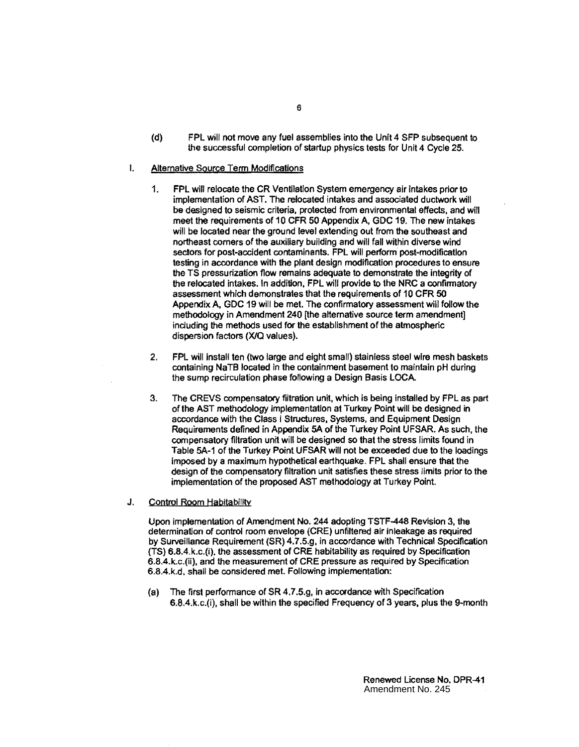(d) FPL will not move any fuel assemblies into the Unit 4 SFP subsequent to the successful completion of startup physics tests for Unit 4 Cycle 25.

I. Alternative Source Term Modifications

1. FPL will relocate the CR Ventilation System emergency air intakes prior to implementation of AST. The relocated intakes and associated ductwork will be designed to seismic criteria, protected from environmental effects, and will meet the requirements of 10 CFR 50 Appendix A, GDC 19. The new intakes will be located near the ground level extending out from the southeast and northeast corners of the auxiliary building and will fall within diverse wind sectors for post-accident contaminants. FPL will perform post-modification testing in accordance with the plant design modification procedures to ensure the TS pressurization flow remains adequate to demonstrate the integrity of the relocated intakes. In addition, FPL will provide to the NRC a confirmatory assessment which demonstrates that the requirements of 10 CFR 50 Appendix A, GDC 19 will be met. The confirmatory assessment will follow the methodology in Amendment 240 [the alternative source term amendment] including the methods used for the establishment of the atmospheric dispersion factors (X/Q values).

2. FPL will install ten (two large and eight small) stainless steel wire mesh baskets containing NaTB located in the containment basement to maintain pH during the sump recirculation phase following a Design Basis LOCA.

3. The CREVS compensatory filtration unit, which is being installed by FPL as part of the AST methodology implementation at Turkey Point will be designed in accordance with the Class I Structures, Systems, and Equipment Design Requirements defined in Appendix 5A of the Turkey Point UFSAR. As such, the compensatory filtration unit will be designed so that the stress limits found in Table 5A-1 of the Turkey Point UFSAR will not be exceeded due to the loadings imposed by a maximum hypothetical earthquake. FPL shall ensure that the design of the compensatory filtration unit satisfies these stress limits prior to the implementation of the proposed AST methodology at Turkey Point.

J. Control Room Habitability

Upon implementation of Amendment No. 244 adopting TSTF-448 Revision 3, the determination of control room envelope (CRE) unfiltered air inleakage as required by Surveillance Requirement (SR) 4.7.5.g, in accordance with Technical Specification (TS) 6.8.4.k.c.(i), the assessment of CRE habitability as required by Specification 6.8.4.k.c.(ii), and the measurement of CRE pressure as required by Specification 6.8.4.k.d, shall be considered met. Following implementation:

(a) The first performance of SR 4.7.5.g, in accordance with Specification 6.8.4.k.c.(i), shall be within the specified Frequency of 3 years, plus the 9-month

Renewed License No. DPR-41
Amendment No. 245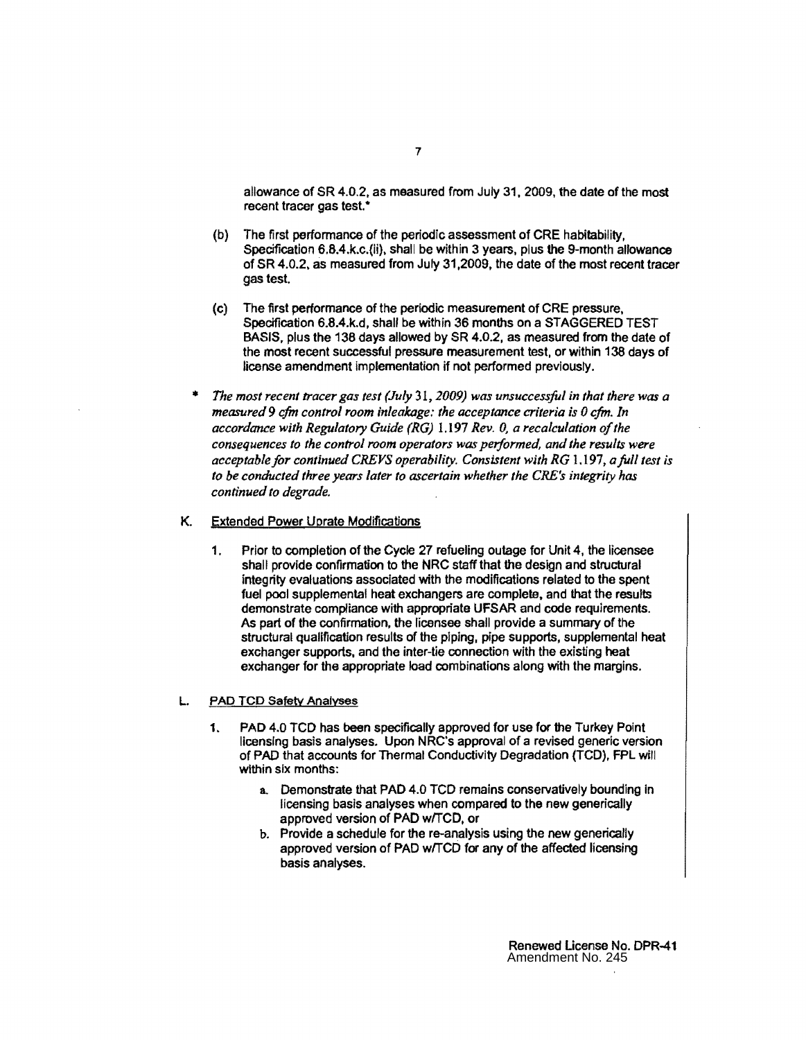allowance of SR 4.0.2, as measured from July 31, 2009, the date of the most recent tracer gas test.*

(b) The first performance of the periodic assessment of CRE habitability, Specification 6.8.4.k.c.(ii), shall be within 3 years, plus the 9-month allowance of SR 4.0.2, as measured from July 31,2009, the date of the most recent tracer gas test.

(c) The first performance of the periodic measurement of CRE pressure, Specification 6.8.4.k.d, shall be within 36 months on a STAGGERED TEST BASIS, plus the 138 days allowed by SR 4.0.2, as measured from the date of the most recent successful pressure measurement test, or within 138 days of license amendment implementation if not performed previously.

\* *The most recent tracer gas test (July 31, 2009) was unsuccessful in that there was a measured 9 cfm control room inleakage: the acceptance criteria is 0 cfm. In accordance with Regulatory Guide (RG) 1.197 Rev. 0, a recalculation of the consequences to the control room operators was performed, and the results were acceptable for continued CREVS operability. Consistent with RG 1.197, a full test is to be conducted three years later to ascertain whether the CRE's integrity has continued to degrade.*

K. Extended Power Uprate Modifications

1. Prior to completion of the Cycle 27 refueling outage for Unit 4, the licensee shall provide confirmation to the NRC staff that the design and structural integrity evaluations associated with the modifications related to the spent fuel pool supplemental heat exchangers are complete, and that the results demonstrate compliance with appropriate UFSAR and code requirements. As part of the confirmation, the licensee shall provide a summary of the structural qualification results of the piping, pipe supports, supplemental heat exchanger supports, and the inter-tie connection with the existing heat exchanger for the appropriate load combinations along with the margins.

L. PAD TCD Safety Analyses

1. PAD 4.0 TCD has been specifically approved for use for the Turkey Point licensing basis analyses. Upon NRC's approval of a revised generic version of PAD that accounts for Thermal Conductivity Degradation (TCD), FPL will within six months:

   a. Demonstrate that PAD 4.0 TCD remains conservatively bounding in licensing basis analyses when compared to the new generically approved version of PAD w/TCD, or

   b. Provide a schedule for the re-analysis using the new generically approved version of PAD w/TCD for any of the affected licensing basis analyses.

Renewed License No. DPR-41
Amendment No. 245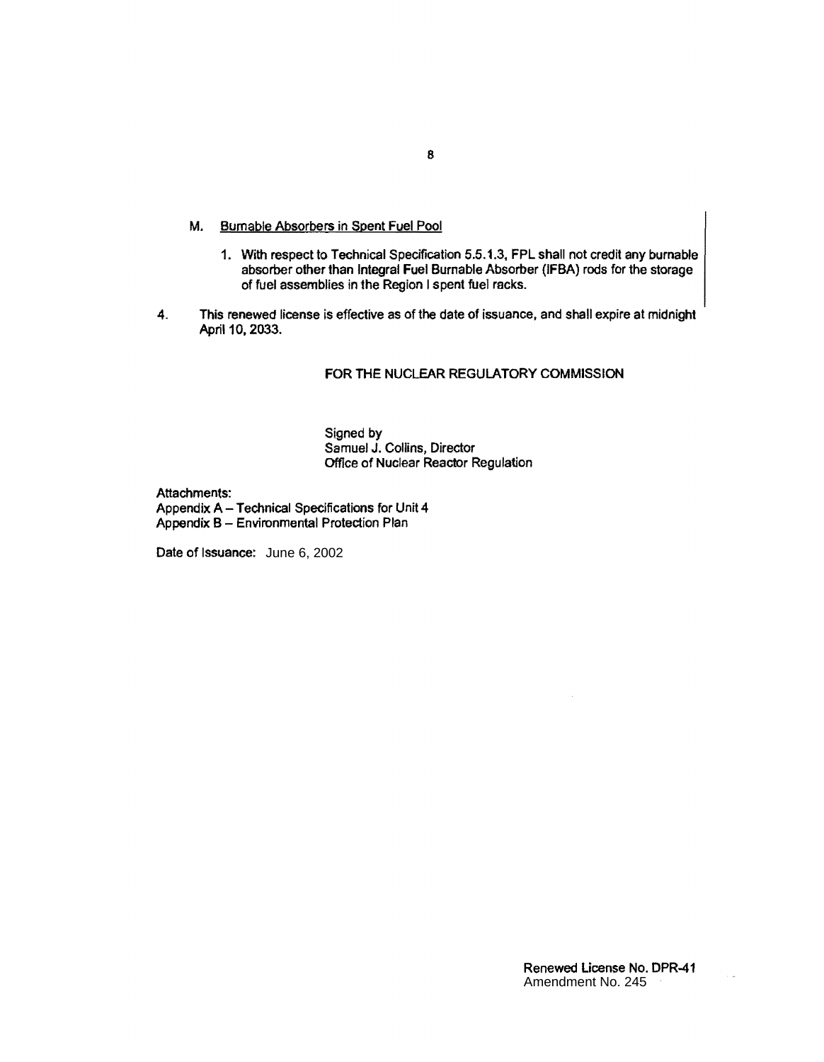M. Burnable Absorbers in Spent Fuel Pool

1. With respect to Technical Specification 5.5.1.3, FPL shall not credit any burnable absorber other than Integral Fuel Burnable Absorber (IFBA) rods for the storage of fuel assemblies in the Region I spent fuel racks.

4. This renewed license is effective as of the date of issuance, and shall expire at midnight April 10, 2033.

FOR THE NUCLEAR REGULATORY COMMISSION

Signed by
Samuel J. Collins, Director
Office of Nuclear Reactor Regulation

Attachments:
Appendix A – Technical Specifications for Unit 4
Appendix B – Environmental Protection Plan

Date of Issuance: June 6, 2002

Renewed License No. DPR-41
Amendment No. 245